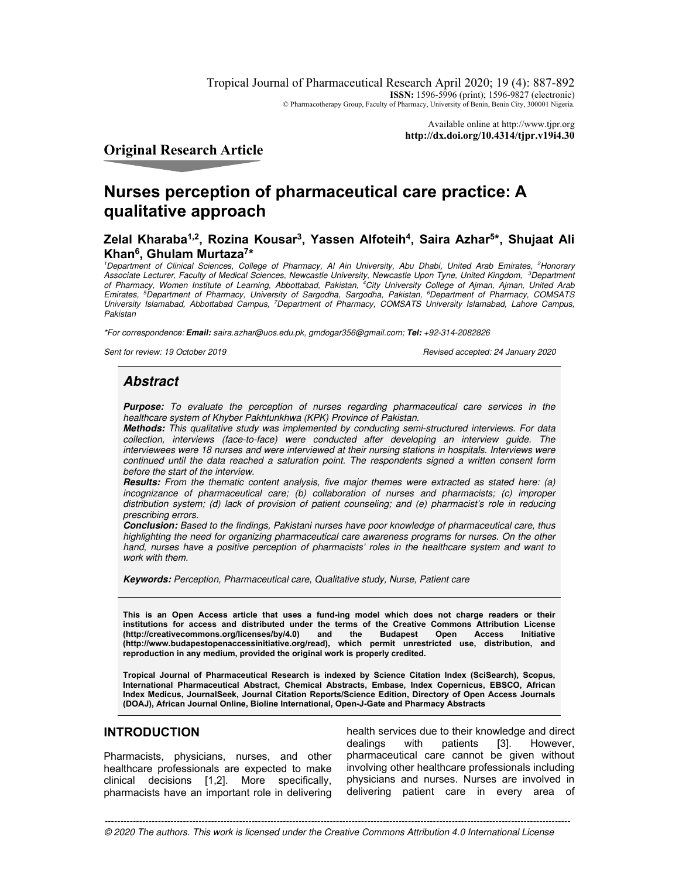Original Research Article

# Nurses perception of pharmaceutical care practice: A qualitative approach

**Zelal Kharaba[1,2], Rozina Kousar[3], Yassen Alfoteih[4], Saira Azhar[5]*, Shujaat Ali Khan[6], Ghulam Murtaza[7]***

[1]Department of Clinical Sciences, College of Pharmacy, Al Ain University, Abu Dhabi, United Arab Emirates, [2]Honorary Associate Lecturer, Faculty of Medical Sciences, Newcastle University, Newcastle Upon Tyne, United Kingdom, [3]Department of Pharmacy, Women Institute of Learning, Abbottabad, Pakistan, [4]City University College of Ajman, Ajman, United Arab Emirates, [5]Department of Pharmacy, University of Sargodha, Sargodha, Pakistan, [6]Department of Pharmacy, COMSATS University Islamabad, Abbottabad Campus, [7]Department of Pharmacy, COMSATS University Islamabad, Lahore Campus, Pakistan

*For correspondence: **Email:** saira.azhar@uos.edu.pk, gmdogar356@gmail.com; **Tel:** +92-314-2082826

*Sent for review: 19 October 2019* *Revised accepted: 24 January 2020*

## Abstract

***Purpose:*** *To evaluate the perception of nurses regarding pharmaceutical care services in the healthcare system of Khyber Pakhtunkhwa (KPK) Province of Pakistan.*

***Methods:*** *This qualitative study was implemented by conducting semi-structured interviews. For data collection, interviews (face-to-face) were conducted after developing an interview guide. The interviewees were 18 nurses and were interviewed at their nursing stations in hospitals. Interviews were continued until the data reached a saturation point. The respondents signed a written consent form before the start of the interview.*

***Results:*** *From the thematic content analysis, five major themes were extracted as stated here: (a) incognizance of pharmaceutical care; (b) collaboration of nurses and pharmacists; (c) improper distribution system; (d) lack of provision of patient counseling; and (e) pharmacist's role in reducing prescribing errors.*

***Conclusion:*** *Based to the findings, Pakistani nurses have poor knowledge of pharmaceutical care, thus highlighting the need for organizing pharmaceutical care awareness programs for nurses. On the other hand, nurses have a positive perception of pharmacists' roles in the healthcare system and want to work with them.*

***Keywords:*** *Perception, Pharmaceutical care, Qualitative study, Nurse, Patient care*

**This is an Open Access article that uses a fund-ing model which does not charge readers or their institutions for access and distributed under the terms of the Creative Commons Attribution License (http://creativecommons.org/licenses/by/4.0) and the Budapest Open Access Initiative (http://www.budapestopenaccessinitiative.org/read), which permit unrestricted use, distribution, and reproduction in any medium, provided the original work is properly credited.**

**Tropical Journal of Pharmaceutical Research is indexed by Science Citation Index (SciSearch), Scopus, International Pharmaceutical Abstract, Chemical Abstracts, Embase, Index Copernicus, EBSCO, African Index Medicus, JournalSeek, Journal Citation Reports/Science Edition, Directory of Open Access Journals (DOAJ), African Journal Online, Bioline International, Open-J-Gate and Pharmacy Abstracts**

## INTRODUCTION

Pharmacists, physicians, nurses, and other healthcare professionals are expected to make clinical decisions [1,2]. More specifically, pharmacists have an important role in delivering health services due to their knowledge and direct dealings with patients [3]. However, pharmaceutical care cannot be given without involving other healthcare professionals including physicians and nurses. Nurses are involved in delivering patient care in every area of

*© 2020 The authors. This work is licensed under the Creative Commons Attribution 4.0 International License*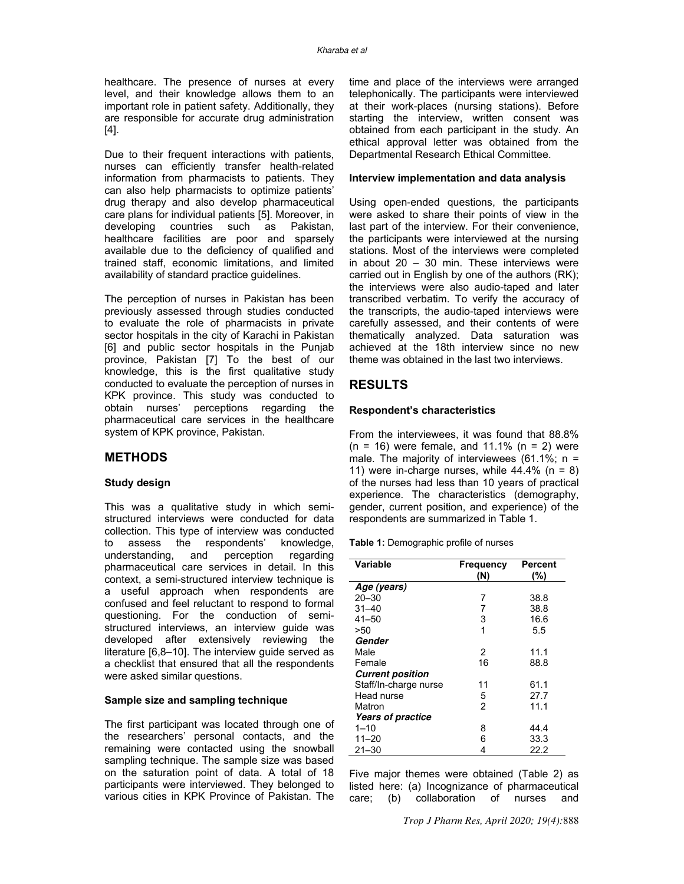healthcare. The presence of nurses at every level, and their knowledge allows them to an important role in patient safety. Additionally, they are responsible for accurate drug administration [4].

Due to their frequent interactions with patients, nurses can efficiently transfer health-related information from pharmacists to patients. They can also help pharmacists to optimize patients' drug therapy and also develop pharmaceutical care plans for individual patients [5]. Moreover, in developing countries such as Pakistan, healthcare facilities are poor and sparsely available due to the deficiency of qualified and trained staff, economic limitations, and limited availability of standard practice guidelines.

The perception of nurses in Pakistan has been previously assessed through studies conducted to evaluate the role of pharmacists in private sector hospitals in the city of Karachi in Pakistan [6] and public sector hospitals in the Punjab province, Pakistan [7] To the best of our knowledge, this is the first qualitative study conducted to evaluate the perception of nurses in KPK province. This study was conducted to obtain nurses' perceptions regarding the pharmaceutical care services in the healthcare system of KPK province, Pakistan.

## METHODS

### Study design

This was a qualitative study in which semi-structured interviews were conducted for data collection. This type of interview was conducted to assess the respondents' knowledge, understanding, and perception regarding pharmaceutical care services in detail. In this context, a semi-structured interview technique is a useful approach when respondents are confused and feel reluctant to respond to formal questioning. For the conduction of semi-structured interviews, an interview guide was developed after extensively reviewing the literature [6,8–10]. The interview guide served as a checklist that ensured that all the respondents were asked similar questions.

### Sample size and sampling technique

The first participant was located through one of the researchers' personal contacts, and the remaining were contacted using the snowball sampling technique. The sample size was based on the saturation point of data. A total of 18 participants were interviewed. They belonged to various cities in KPK Province of Pakistan. The time and place of the interviews were arranged telephonically. The participants were interviewed at their work-places (nursing stations). Before starting the interview, written consent was obtained from each participant in the study. An ethical approval letter was obtained from the Departmental Research Ethical Committee.

### Interview implementation and data analysis

Using open-ended questions, the participants were asked to share their points of view in the last part of the interview. For their convenience, the participants were interviewed at the nursing stations. Most of the interviews were completed in about 20 – 30 min. These interviews were carried out in English by one of the authors (RK); the interviews were also audio-taped and later transcribed verbatim. To verify the accuracy of the transcripts, the audio-taped interviews were carefully assessed, and their contents of were thematically analyzed. Data saturation was achieved at the 18th interview since no new theme was obtained in the last two interviews.

## RESULTS

### Respondent's characteristics

From the interviewees, it was found that 88.8% (n = 16) were female, and 11.1% (n = 2) were male. The majority of interviewees (61.1%; n = 11) were in-charge nurses, while 44.4% (n = 8) of the nurses had less than 10 years of practical experience. The characteristics (demography, gender, current position, and experience) of the respondents are summarized in Table 1.

**Table 1:** Demographic profile of nurses

| Variable | Frequency (N) | Percent (%) |
|---|---|---|
| ***Age (years)*** | | |
| 20–30 | 7 | 38.8 |
| 31–40 | 7 | 38.8 |
| 41–50 | 3 | 16.6 |
| >50 | 1 | 5.5 |
| ***Gender*** | | |
| Male | 2 | 11.1 |
| Female | 16 | 88.8 |
| ***Current position*** | | |
| Staff/In-charge nurse | 11 | 61.1 |
| Head nurse | 5 | 27.7 |
| Matron | 2 | 11.1 |
| ***Years of practice*** | | |
| 1–10 | 8 | 44.4 |
| 11–20 | 6 | 33.3 |
| 21–30 | 4 | 22.2 |

Five major themes were obtained (Table 2) as listed here: (a) Incognizance of pharmaceutical care; (b) collaboration of nurses and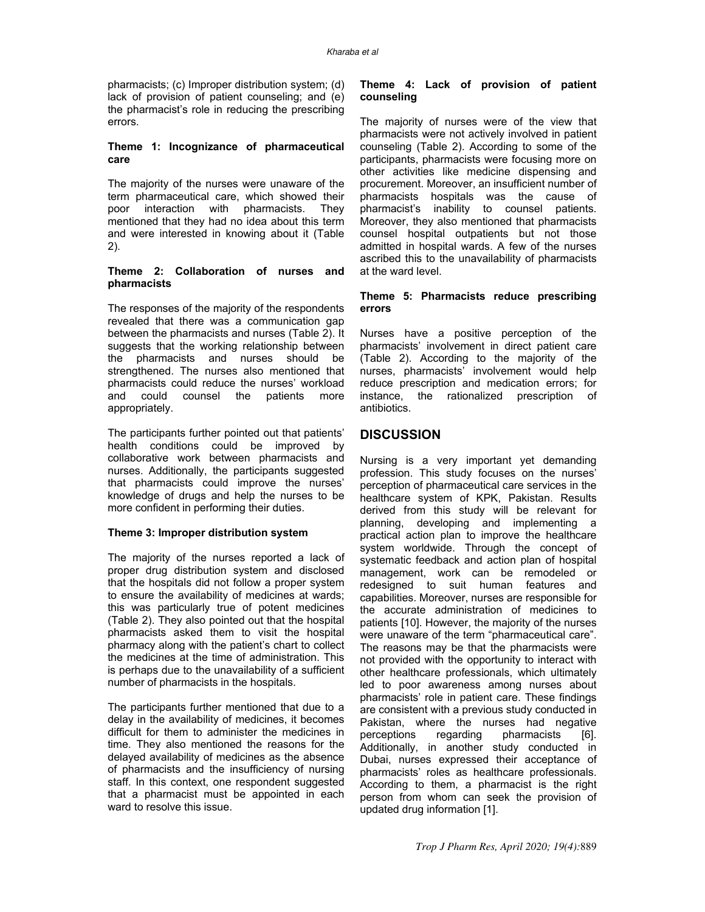pharmacists; (c) Improper distribution system; (d) lack of provision of patient counseling; and (e) the pharmacist's role in reducing the prescribing errors.

**Theme 1: Incognizance of pharmaceutical care**

The majority of the nurses were unaware of the term pharmaceutical care, which showed their poor interaction with pharmacists. They mentioned that they had no idea about this term and were interested in knowing about it (Table 2).

**Theme 2: Collaboration of nurses and pharmacists**

The responses of the majority of the respondents revealed that there was a communication gap between the pharmacists and nurses (Table 2). It suggests that the working relationship between the pharmacists and nurses should be strengthened. The nurses also mentioned that pharmacists could reduce the nurses' workload and could counsel the patients more appropriately.

The participants further pointed out that patients' health conditions could be improved by collaborative work between pharmacists and nurses. Additionally, the participants suggested that pharmacists could improve the nurses' knowledge of drugs and help the nurses to be more confident in performing their duties.

**Theme 3: Improper distribution system**

The majority of the nurses reported a lack of proper drug distribution system and disclosed that the hospitals did not follow a proper system to ensure the availability of medicines at wards; this was particularly true of potent medicines (Table 2). They also pointed out that the hospital pharmacists asked them to visit the hospital pharmacy along with the patient's chart to collect the medicines at the time of administration. This is perhaps due to the unavailability of a sufficient number of pharmacists in the hospitals.

The participants further mentioned that due to a delay in the availability of medicines, it becomes difficult for them to administer the medicines in time. They also mentioned the reasons for the delayed availability of medicines as the absence of pharmacists and the insufficiency of nursing staff. In this context, one respondent suggested that a pharmacist must be appointed in each ward to resolve this issue.

**Theme 4: Lack of provision of patient counseling**

The majority of nurses were of the view that pharmacists were not actively involved in patient counseling (Table 2). According to some of the participants, pharmacists were focusing more on other activities like medicine dispensing and procurement. Moreover, an insufficient number of pharmacists hospitals was the cause of pharmacist's inability to counsel patients. Moreover, they also mentioned that pharmacists counsel hospital outpatients but not those admitted in hospital wards. A few of the nurses ascribed this to the unavailability of pharmacists at the ward level.

**Theme 5: Pharmacists reduce prescribing errors**

Nurses have a positive perception of the pharmacists' involvement in direct patient care (Table 2). According to the majority of the nurses, pharmacists' involvement would help reduce prescription and medication errors; for instance, the rationalized prescription of antibiotics.

## DISCUSSION

Nursing is a very important yet demanding profession. This study focuses on the nurses' perception of pharmaceutical care services in the healthcare system of KPK, Pakistan. Results derived from this study will be relevant for planning, developing and implementing a practical action plan to improve the healthcare system worldwide. Through the concept of systematic feedback and action plan of hospital management, work can be remodeled or redesigned to suit human features and capabilities. Moreover, nurses are responsible for the accurate administration of medicines to patients [10]. However, the majority of the nurses were unaware of the term "pharmaceutical care". The reasons may be that the pharmacists were not provided with the opportunity to interact with other healthcare professionals, which ultimately led to poor awareness among nurses about pharmacists' role in patient care. These findings are consistent with a previous study conducted in Pakistan, where the nurses had negative perceptions regarding pharmacists [6]. Additionally, in another study conducted in Dubai, nurses expressed their acceptance of pharmacists' roles as healthcare professionals. According to them, a pharmacist is the right person from whom can seek the provision of updated drug information [1].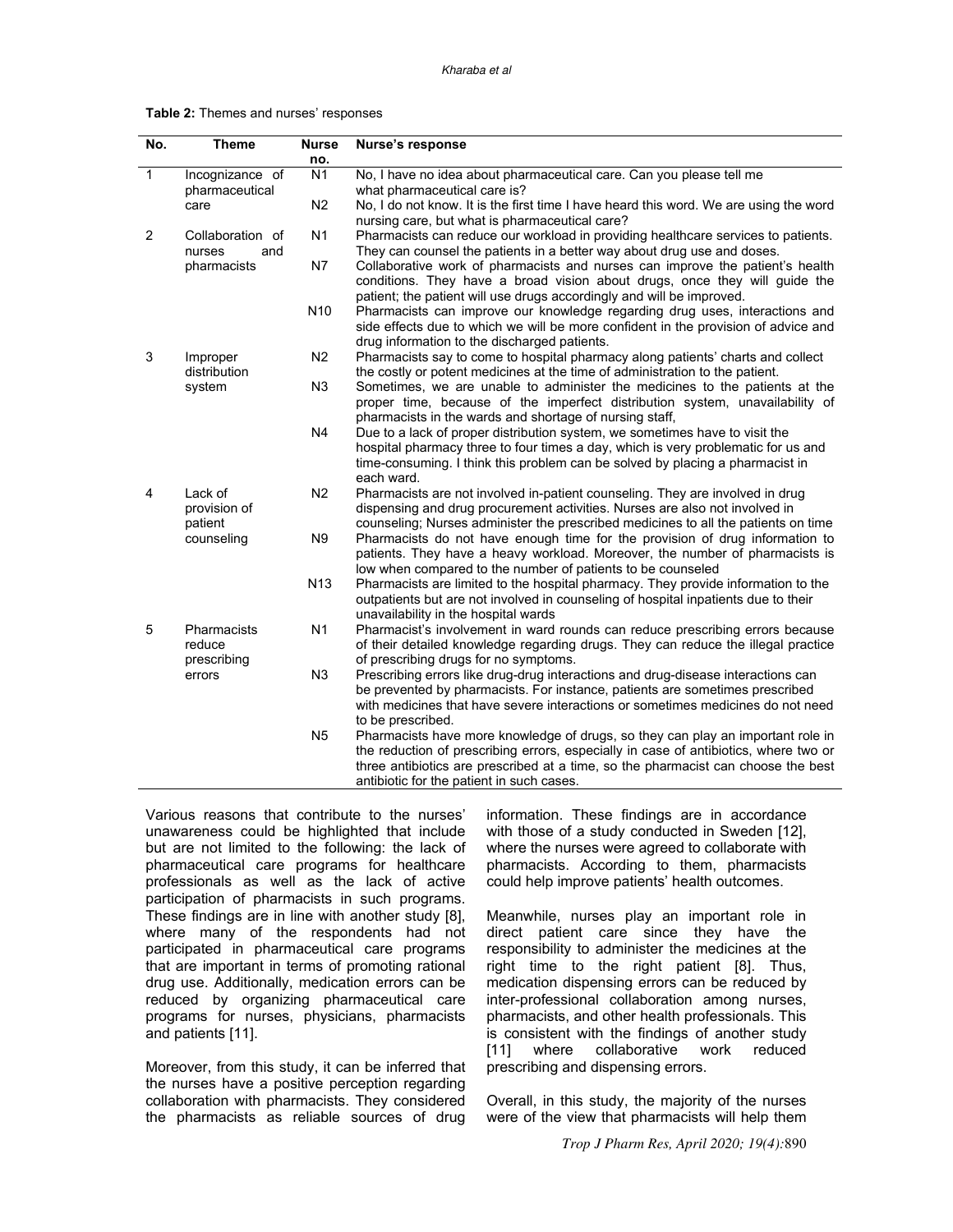**Table 2:** Themes and nurses' responses

| No. | Theme | Nurse no. | Nurse's response |
|---|---|---|---|
| 1 | Incognizance of pharmaceutical care | N1 | No, I have no idea about pharmaceutical care. Can you please tell me what pharmaceutical care is? |
| | | N2 | No, I do not know. It is the first time I have heard this word. We are using the word nursing care, but what is pharmaceutical care? |
| 2 | Collaboration of nurses and pharmacists | N1 | Pharmacists can reduce our workload in providing healthcare services to patients. They can counsel the patients in a better way about drug use and doses. |
| | | N7 | Collaborative work of pharmacists and nurses can improve the patient's health conditions. They have a broad vision about drugs, once they will guide the patient; the patient will use drugs accordingly and will be improved. |
| | | N10 | Pharmacists can improve our knowledge regarding drug uses, interactions and side effects due to which we will be more confident in the provision of advice and drug information to the discharged patients. |
| 3 | Improper distribution system | N2 | Pharmacists say to come to hospital pharmacy along patients' charts and collect the costly or potent medicines at the time of administration to the patient. |
| | | N3 | Sometimes, we are unable to administer the medicines to the patients at the proper time, because of the imperfect distribution system, unavailability of pharmacists in the wards and shortage of nursing staff, |
| | | N4 | Due to a lack of proper distribution system, we sometimes have to visit the hospital pharmacy three to four times a day, which is very problematic for us and time-consuming. I think this problem can be solved by placing a pharmacist in each ward. |
| 4 | Lack of provision of patient counseling | N2 | Pharmacists are not involved in-patient counseling. They are involved in drug dispensing and drug procurement activities. Nurses are also not involved in counseling; Nurses administer the prescribed medicines to all the patients on time |
| | | N9 | Pharmacists do not have enough time for the provision of drug information to patients. They have a heavy workload. Moreover, the number of pharmacists is low when compared to the number of patients to be counseled |
| | | N13 | Pharmacists are limited to the hospital pharmacy. They provide information to the outpatients but are not involved in counseling of hospital inpatients due to their unavailability in the hospital wards |
| 5 | Pharmacists reduce prescribing errors | N1 | Pharmacist's involvement in ward rounds can reduce prescribing errors because of their detailed knowledge regarding drugs. They can reduce the illegal practice of prescribing drugs for no symptoms. |
| | | N3 | Prescribing errors like drug-drug interactions and drug-disease interactions can be prevented by pharmacists. For instance, patients are sometimes prescribed with medicines that have severe interactions or sometimes medicines do not need to be prescribed. |
| | | N5 | Pharmacists have more knowledge of drugs, so they can play an important role in the reduction of prescribing errors, especially in case of antibiotics, where two or three antibiotics are prescribed at a time, so the pharmacist can choose the best antibiotic for the patient in such cases. |

Various reasons that contribute to the nurses' unawareness could be highlighted that include but are not limited to the following: the lack of pharmaceutical care programs for healthcare professionals as well as the lack of active participation of pharmacists in such programs. These findings are in line with another study [8], where many of the respondents had not participated in pharmaceutical care programs that are important in terms of promoting rational drug use. Additionally, medication errors can be reduced by organizing pharmaceutical care programs for nurses, physicians, pharmacists and patients [11].

Moreover, from this study, it can be inferred that the nurses have a positive perception regarding collaboration with pharmacists. They considered the pharmacists as reliable sources of drug information. These findings are in accordance with those of a study conducted in Sweden [12], where the nurses were agreed to collaborate with pharmacists. According to them, pharmacists could help improve patients' health outcomes.

Meanwhile, nurses play an important role in direct patient care since they have the responsibility to administer the medicines at the right time to the right patient [8]. Thus, medication dispensing errors can be reduced by inter-professional collaboration among nurses, pharmacists, and other health professionals. This is consistent with the findings of another study [11] where collaborative work reduced prescribing and dispensing errors.

Overall, in this study, the majority of the nurses were of the view that pharmacists will help them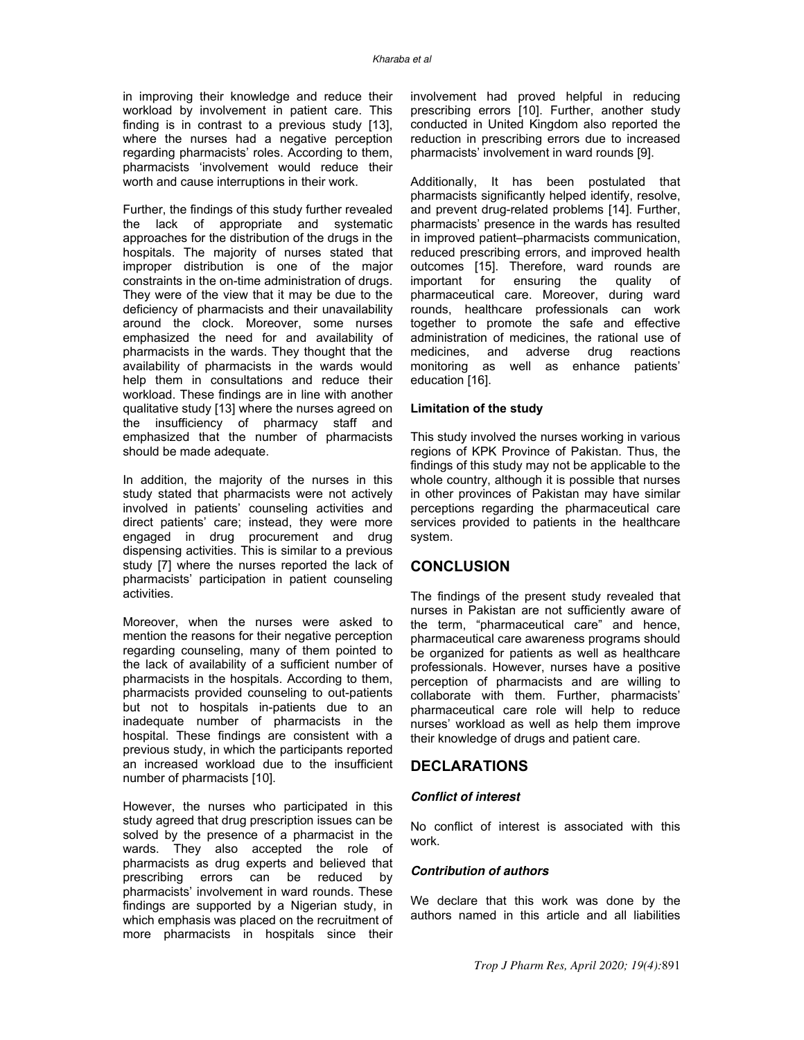in improving their knowledge and reduce their workload by involvement in patient care. This finding is in contrast to a previous study [13], where the nurses had a negative perception regarding pharmacists' roles. According to them, pharmacists 'involvement would reduce their worth and cause interruptions in their work.

Further, the findings of this study further revealed the lack of appropriate and systematic approaches for the distribution of the drugs in the hospitals. The majority of nurses stated that improper distribution is one of the major constraints in the on-time administration of drugs. They were of the view that it may be due to the deficiency of pharmacists and their unavailability around the clock. Moreover, some nurses emphasized the need for and availability of pharmacists in the wards. They thought that the availability of pharmacists in the wards would help them in consultations and reduce their workload. These findings are in line with another qualitative study [13] where the nurses agreed on the insufficiency of pharmacy staff and emphasized that the number of pharmacists should be made adequate.

In addition, the majority of the nurses in this study stated that pharmacists were not actively involved in patients' counseling activities and direct patients' care; instead, they were more engaged in drug procurement and drug dispensing activities. This is similar to a previous study [7] where the nurses reported the lack of pharmacists' participation in patient counseling activities.

Moreover, when the nurses were asked to mention the reasons for their negative perception regarding counseling, many of them pointed to the lack of availability of a sufficient number of pharmacists in the hospitals. According to them, pharmacists provided counseling to out-patients but not to hospitals in-patients due to an inadequate number of pharmacists in the hospital. These findings are consistent with a previous study, in which the participants reported an increased workload due to the insufficient number of pharmacists [10].

However, the nurses who participated in this study agreed that drug prescription issues can be solved by the presence of a pharmacist in the wards. They also accepted the role of pharmacists as drug experts and believed that prescribing errors can be reduced by pharmacists' involvement in ward rounds. These findings are supported by a Nigerian study, in which emphasis was placed on the recruitment of more pharmacists in hospitals since their involvement had proved helpful in reducing prescribing errors [10]. Further, another study conducted in United Kingdom also reported the reduction in prescribing errors due to increased pharmacists' involvement in ward rounds [9].

Additionally, It has been postulated that pharmacists significantly helped identify, resolve, and prevent drug-related problems [14]. Further, pharmacists' presence in the wards has resulted in improved patient–pharmacists communication, reduced prescribing errors, and improved health outcomes [15]. Therefore, ward rounds are important for ensuring the quality of pharmaceutical care. Moreover, during ward rounds, healthcare professionals can work together to promote the safe and effective administration of medicines, the rational use of medicines, and adverse drug reactions monitoring as well as enhance patients' education [16].

### Limitation of the study

This study involved the nurses working in various regions of KPK Province of Pakistan. Thus, the findings of this study may not be applicable to the whole country, although it is possible that nurses in other provinces of Pakistan may have similar perceptions regarding the pharmaceutical care services provided to patients in the healthcare system.

## CONCLUSION

The findings of the present study revealed that nurses in Pakistan are not sufficiently aware of the term, "pharmaceutical care" and hence, pharmaceutical care awareness programs should be organized for patients as well as healthcare professionals. However, nurses have a positive perception of pharmacists and are willing to collaborate with them. Further, pharmacists' pharmaceutical care role will help to reduce nurses' workload as well as help them improve their knowledge of drugs and patient care.

## DECLARATIONS

### *Conflict of interest*

No conflict of interest is associated with this work.

### *Contribution of authors*

We declare that this work was done by the authors named in this article and all liabilities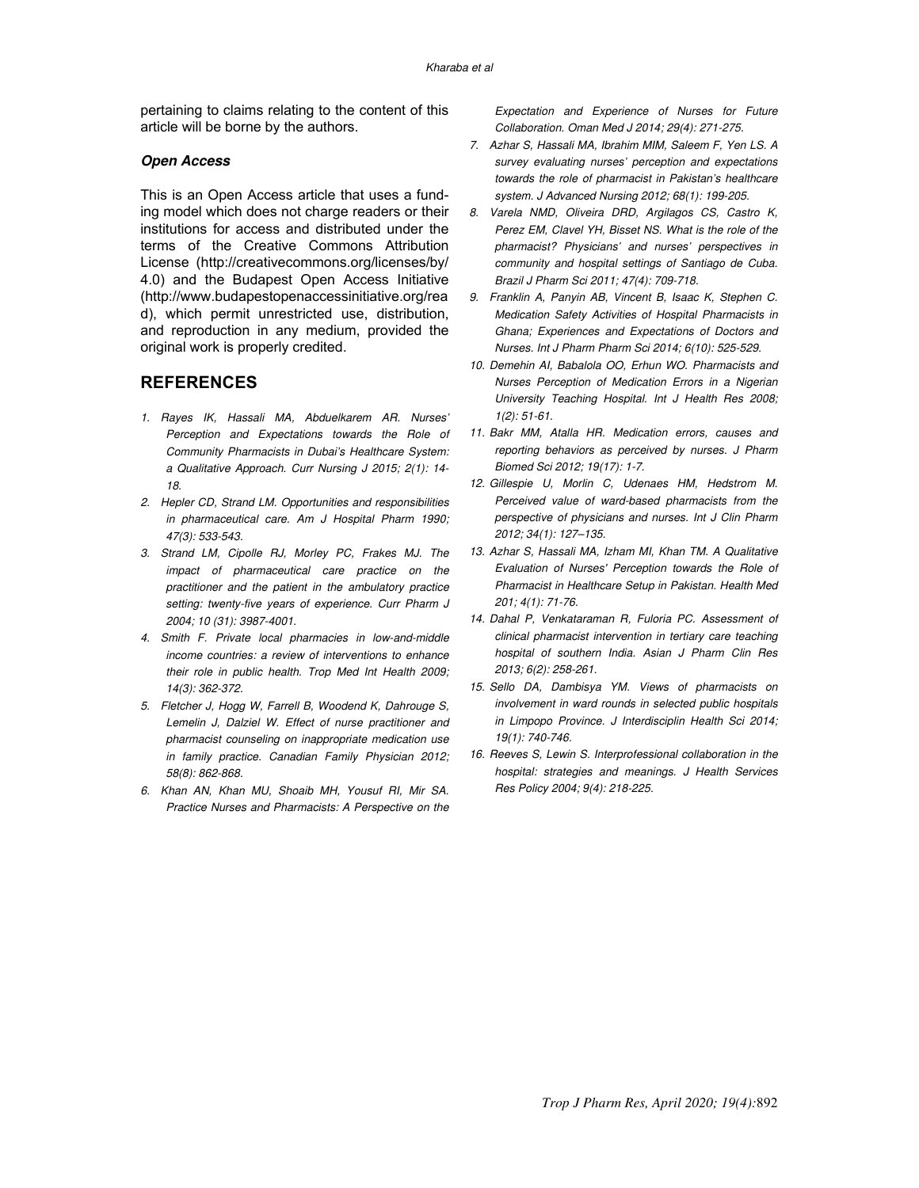pertaining to claims relating to the content of this article will be borne by the authors.

### *Open Access*

This is an Open Access article that uses a funding model which does not charge readers or their institutions for access and distributed under the terms of the Creative Commons Attribution License (http://creativecommons.org/licenses/by/4.0) and the Budapest Open Access Initiative (http://www.budapestopenaccessinitiative.org/read), which permit unrestricted use, distribution, and reproduction in any medium, provided the original work is properly credited.

## REFERENCES

1. *Rayes IK, Hassali MA, Abduelkarem AR. Nurses' Perception and Expectations towards the Role of Community Pharmacists in Dubai's Healthcare System: a Qualitative Approach. Curr Nursing J 2015; 2(1): 14-18.*
2. *Hepler CD, Strand LM. Opportunities and responsibilities in pharmaceutical care. Am J Hospital Pharm 1990; 47(3): 533-543.*
3. *Strand LM, Cipolle RJ, Morley PC, Frakes MJ. The impact of pharmaceutical care practice on the practitioner and the patient in the ambulatory practice setting: twenty-five years of experience. Curr Pharm J 2004; 10 (31): 3987-4001.*
4. *Smith F. Private local pharmacies in low-and-middle income countries: a review of interventions to enhance their role in public health. Trop Med Int Health 2009; 14(3): 362-372.*
5. *Fletcher J, Hogg W, Farrell B, Woodend K, Dahrouge S, Lemelin J, Dalziel W. Effect of nurse practitioner and pharmacist counseling on inappropriate medication use in family practice. Canadian Family Physician 2012; 58(8): 862-868.*
6. *Khan AN, Khan MU, Shoaib MH, Yousuf RI, Mir SA. Practice Nurses and Pharmacists: A Perspective on the Expectation and Experience of Nurses for Future Collaboration. Oman Med J 2014; 29(4): 271-275.*
7. *Azhar S, Hassali MA, Ibrahim MIM, Saleem F, Yen LS. A survey evaluating nurses' perception and expectations towards the role of pharmacist in Pakistan's healthcare system. J Advanced Nursing 2012; 68(1): 199-205.*
8. *Varela NMD, Oliveira DRD, Argilagos CS, Castro K, Perez EM, Clavel YH, Bisset NS. What is the role of the pharmacist? Physicians' and nurses' perspectives in community and hospital settings of Santiago de Cuba. Brazil J Pharm Sci 2011; 47(4): 709-718.*
9. *Franklin A, Panyin AB, Vincent B, Isaac K, Stephen C. Medication Safety Activities of Hospital Pharmacists in Ghana; Experiences and Expectations of Doctors and Nurses. Int J Pharm Pharm Sci 2014; 6(10): 525-529.*
10. *Demehin AI, Babalola OO, Erhun WO. Pharmacists and Nurses Perception of Medication Errors in a Nigerian University Teaching Hospital. Int J Health Res 2008; 1(2): 51-61.*
11. *Bakr MM, Atalla HR. Medication errors, causes and reporting behaviors as perceived by nurses. J Pharm Biomed Sci 2012; 19(17): 1-7.*
12. *Gillespie U, Morlin C, Udenaes HM, Hedstrom M. Perceived value of ward-based pharmacists from the perspective of physicians and nurses. Int J Clin Pharm 2012; 34(1): 127–135.*
13. *Azhar S, Hassali MA, Izham MI, Khan TM. A Qualitative Evaluation of Nurses' Perception towards the Role of Pharmacist in Healthcare Setup in Pakistan. Health Med 201; 4(1): 71-76.*
14. *Dahal P, Venkataraman R, Fuloria PC. Assessment of clinical pharmacist intervention in tertiary care teaching hospital of southern India. Asian J Pharm Clin Res 2013; 6(2): 258-261.*
15. *Sello DA, Dambisya YM. Views of pharmacists on involvement in ward rounds in selected public hospitals in Limpopo Province. J Interdisciplin Health Sci 2014; 19(1): 740-746.*
16. *Reeves S, Lewin S. Interprofessional collaboration in the hospital: strategies and meanings. J Health Services Res Policy 2004; 9(4): 218-225.*